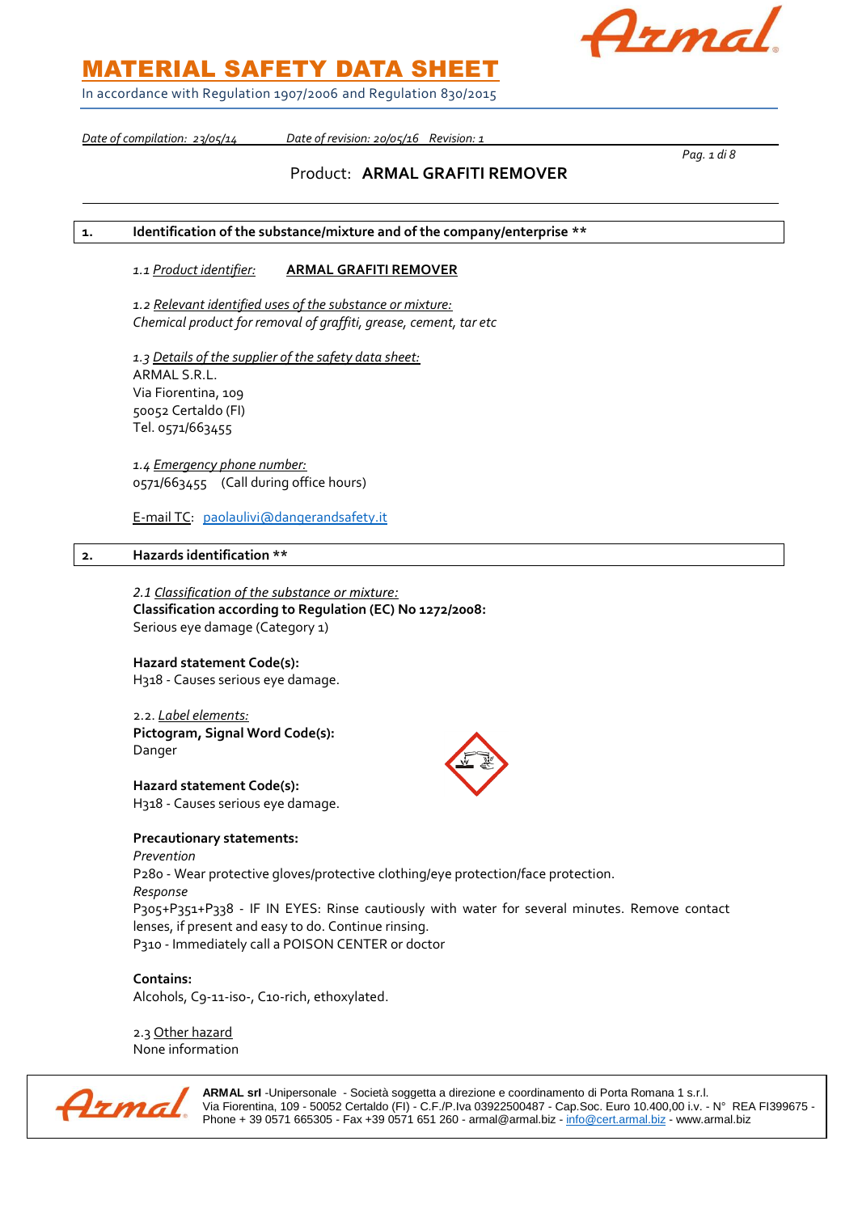# MATERIAL SAFETY DATA SHEET

In accordance with Regulation 1907/2006 and Regulation 830/2015

*Date of compilation: 23/05/14* *Date of revision: 20/05/16 Revision: 1*

Product: **ARMAL GRAFITI REMOVER**

## 1. Identification of the substance/mixture and of the company/enterprise **

*1.1 Product identifier:* **ARMAL GRAFITI REMOVER**

*1.2 Relevant identified uses of the substance or mixture:*
*Chemical product for removal of graffiti, grease, cement, tar etc*

*1.3 Details of the supplier of the safety data sheet:*
ARMAL S.R.L.
Via Fiorentina, 109
50052 Certaldo (FI)
Tel. 0571/663455

*1.4 Emergency phone number:*
0571/663455 (Call during office hours)

E-mail TC: paolaulivi@dangerandsafety.it

## 2. Hazards identification **

*2.1 Classification of the substance or mixture:*
**Classification according to Regulation (EC) No 1272/2008:**
Serious eye damage (Category 1)

**Hazard statement Code(s):**
H318 - Causes serious eye damage.

2.2. *Label elements:*
**Pictogram, Signal Word Code(s):**
Danger

**Hazard statement Code(s):**
H318 - Causes serious eye damage.

**Precautionary statements:**
*Prevention*
P280 - Wear protective gloves/protective clothing/eye protection/face protection.
*Response*
P305+P351+P338 - IF IN EYES: Rinse cautiously with water for several minutes. Remove contact lenses, if present and easy to do. Continue rinsing.
P310 - Immediately call a POISON CENTER or doctor

**Contains:**
Alcohols, C9-11-iso-, C10-rich, ethoxylated.

2.3 Other hazard
None information

**ARMAL srl** -Unipersonale - Società soggetta a direzione e coordinamento di Porta Romana 1 s.r.l.
Via Fiorentina, 109 - 50052 Certaldo (FI) - C.F./P.Iva 03922500487 - Cap.Soc. Euro 10.400,00 i.v. - N° REA FI399675 - Phone + 39 0571 665305 - Fax +39 0571 651 260 - armal@armal.biz - info@cert.armal.biz - www.armal.biz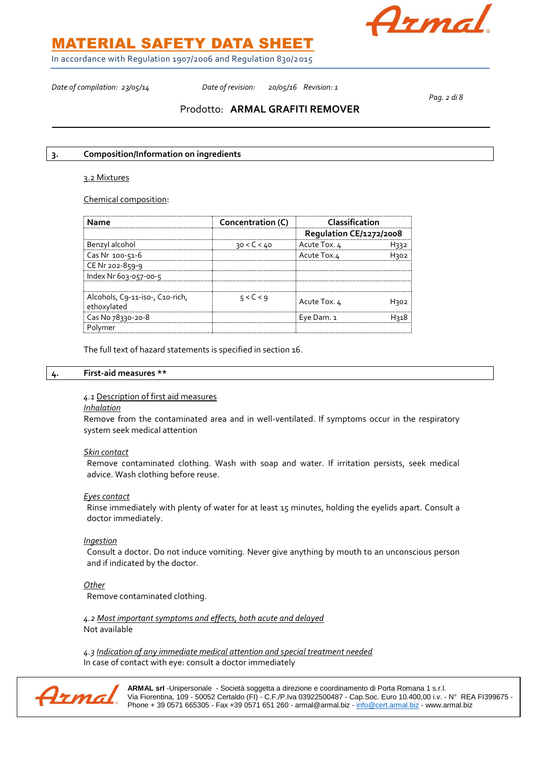## 3. Composition/Information on ingredients

3.2 Mixtures

Chemical composition:

| Name | Concentration (C) | Classification Regulation CE/1272/2008 | |
|---|---|---|---|
| Benzyl alcohol | 30 < C < 40 | Acute Tox. 4 | H332 |
| Cas Nr 100-51-6 | | Acute Tox.4 | H302 |
| CE Nr 202-859-9 | | | |
| Index Nr 603-057-00-5 | | | |
| | | | |
| Alcohols, C9-11-iso-, C10-rich, ethoxylated | 5 < C < 9 | Acute Tox. 4 | H302 |
| Cas No 78330-20-8 | | Eye Dam. 1 | H318 |
| Polymer | | | |

The full text of hazard statements is specified in section 16.

## 4. First-aid measures **

4.1 Description of first aid measures

*Inhalation*

Remove from the contaminated area and in well-ventilated. If symptoms occur in the respiratory system seek medical attention

*Skin contact*

Remove contaminated clothing. Wash with soap and water. If irritation persists, seek medical advice. Wash clothing before reuse.

*Eyes contact*

Rinse immediately with plenty of water for at least 15 minutes, holding the eyelids apart. Consult a doctor immediately.

*Ingestion*

Consult a doctor. Do not induce vomiting. Never give anything by mouth to an unconscious person and if indicated by the doctor.

*Other*

Remove contaminated clothing.

4.2 *Most important symptoms and effects, both acute and delayed*

Not available

4.3 *Indication of any immediate medical attention and special treatment needed*

In case of contact with eye: consult a doctor immediately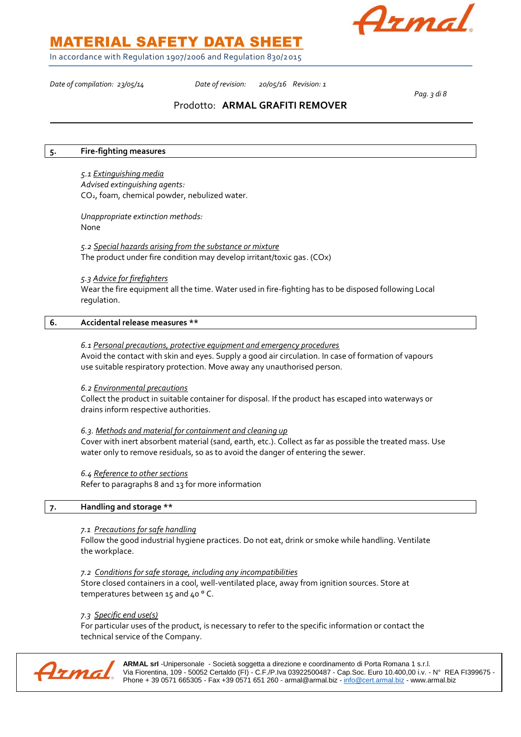## 5. Fire-fighting measures

*5.1 Extinguishing media*

*Advised extinguishing agents:*

$CO_2$, foam, chemical powder, nebulized water.

*Unappropriate extinction methods:*

None

*5.2 Special hazards arising from the substance or mixture*

The product under fire condition may develop irritant/toxic gas. (COx)

*5.3 Advice for firefighters*

Wear the fire equipment all the time. Water used in fire-fighting has to be disposed following Local regulation.

## 6. Accidental release measures **

*6.1 Personal precautions, protective equipment and emergency procedures*

Avoid the contact with skin and eyes. Supply a good air circulation. In case of formation of vapours use suitable respiratory protection. Move away any unauthorised person.

*6.2 Environmental precautions*

Collect the product in suitable container for disposal. If the product has escaped into waterways or drains inform respective authorities.

*6.3. Methods and material for containment and cleaning up*

Cover with inert absorbent material (sand, earth, etc.). Collect as far as possible the treated mass. Use water only to remove residuals, so as to avoid the danger of entering the sewer.

*6.4 Reference to other sections*

Refer to paragraphs 8 and 13 for more information

## 7. Handling and storage **

*7.1 Precautions for safe handling*

Follow the good industrial hygiene practices. Do not eat, drink or smoke while handling. Ventilate the workplace.

*7.2 Conditions for safe storage, including any incompatibilities*

Store closed containers in a cool, well-ventilated place, away from ignition sources. Store at temperatures between 15 and 40 ° C.

*7.3 Specific end use(s)*

For particular uses of the product, is necessary to refer to the specific information or contact the technical service of the Company.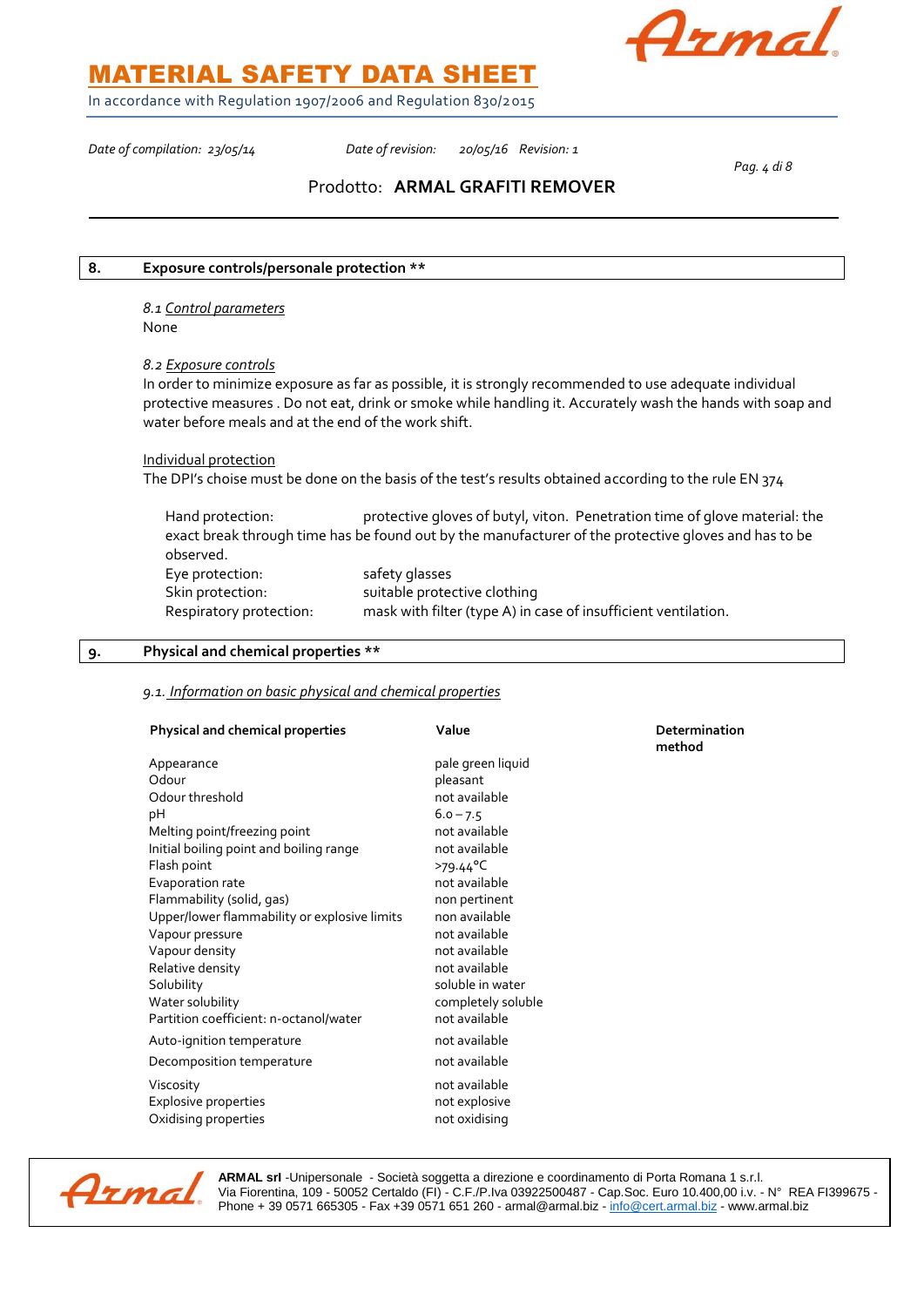## 8. Exposure controls/personale protection **

*8.1 Control parameters*

None

*8.2 Exposure controls*

In order to minimize exposure as far as possible, it is strongly recommended to use adequate individual protective measures . Do not eat, drink or smoke while handling it. Accurately wash the hands with soap and water before meals and at the end of the work shift.

Individual protection

The DPI's choise must be done on the basis of the test's results obtained according to the rule EN 374

Hand protection: protective gloves of butyl, viton. Penetration time of glove material: the exact break through time has be found out by the manufacturer of the protective gloves and has to be observed.

| | |
|---|---|
| Eye protection: | safety glasses |
| Skin protection: | suitable protective clothing |
| Respiratory protection: | mask with filter (type A) in case of insufficient ventilation. |

## 9. Physical and chemical properties **

*9.1. Information on basic physical and chemical properties*

| Physical and chemical properties | Value | Determination method |
|---|---|---|
| Appearance | pale green liquid | |
| Odour | pleasant | |
| Odour threshold | not available | |
| pH | 6.0 – 7.5 | |
| Melting point/freezing point | not available | |
| Initial boiling point and boiling range | not available | |
| Flash point | >79.44°C | |
| Evaporation rate | not available | |
| Flammability (solid, gas) | non pertinent | |
| Upper/lower flammability or explosive limits | non available | |
| Vapour pressure | not available | |
| Vapour density | not available | |
| Relative density | not available | |
| Solubility | soluble in water | |
| Water solubility | completely soluble | |
| Partition coefficient: n-octanol/water | not available | |
| Auto-ignition temperature | not available | |
| Decomposition temperature | not available | |
| Viscosity | not available | |
| Explosive properties | not explosive | |
| Oxidising properties | not oxidising | |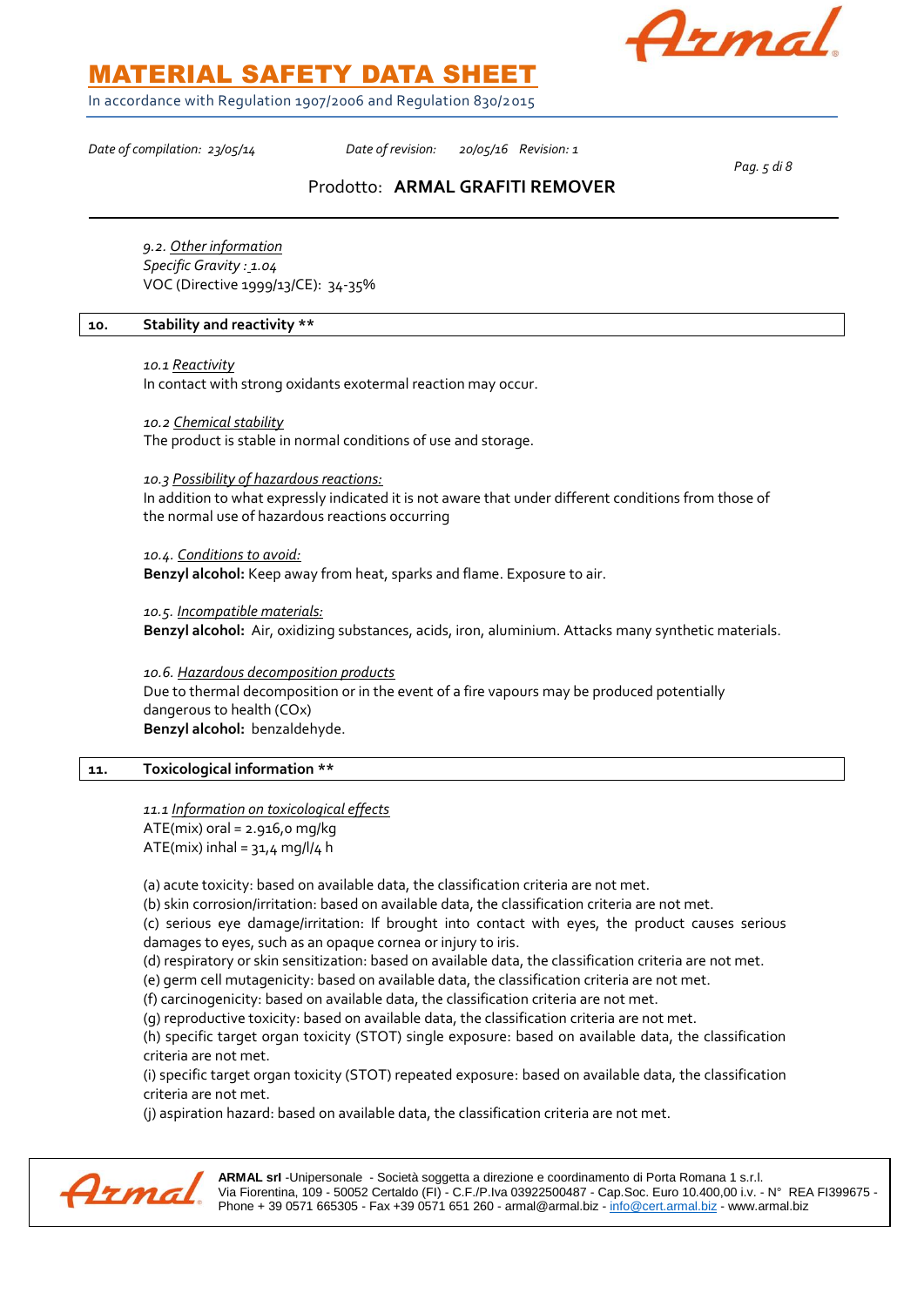*9.2. Other information*
*Specific Gravity : 1.04*
VOC (Directive 1999/13/CE): 34-35%

## 10. Stability and reactivity **

*10.1 Reactivity*
In contact with strong oxidants exotermal reaction may occur.

*10.2 Chemical stability*
The product is stable in normal conditions of use and storage.

*10.3 Possibility of hazardous reactions:*
In addition to what expressly indicated it is not aware that under different conditions from those of the normal use of hazardous reactions occurring

*10.4. Conditions to avoid:*
**Benzyl alcohol:** Keep away from heat, sparks and flame. Exposure to air.

*10.5. Incompatible materials:*
**Benzyl alcohol:** Air, oxidizing substances, acids, iron, aluminium. Attacks many synthetic materials.

*10.6. Hazardous decomposition products*
Due to thermal decomposition or in the event of a fire vapours may be produced potentially dangerous to health (COx)
**Benzyl alcohol:** benzaldehyde.

## 11. Toxicological information **

*11.1 Information on toxicological effects*
ATE(mix) oral = 2.916,0 mg/kg
ATE(mix) inhal = 31,4 mg/l/4 h

(a) acute toxicity: based on available data, the classification criteria are not met.
(b) skin corrosion/irritation: based on available data, the classification criteria are not met.
(c) serious eye damage/irritation: If brought into contact with eyes, the product causes serious damages to eyes, such as an opaque cornea or injury to iris.
(d) respiratory or skin sensitization: based on available data, the classification criteria are not met.
(e) germ cell mutagenicity: based on available data, the classification criteria are not met.
(f) carcinogenicity: based on available data, the classification criteria are not met.
(g) reproductive toxicity: based on available data, the classification criteria are not met.
(h) specific target organ toxicity (STOT) single exposure: based on available data, the classification criteria are not met.
(i) specific target organ toxicity (STOT) repeated exposure: based on available data, the classification criteria are not met.
(j) aspiration hazard: based on available data, the classification criteria are not met.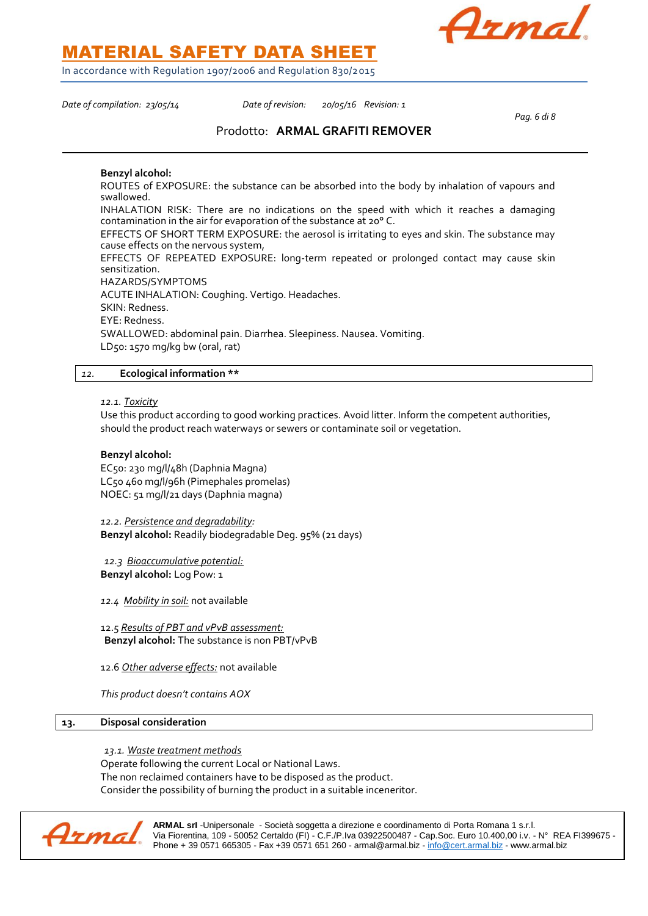**Benzyl alcohol:**

ROUTES of EXPOSURE: the substance can be absorbed into the body by inhalation of vapours and swallowed.

INHALATION RISK: There are no indications on the speed with which it reaches a damaging contamination in the air for evaporation of the substance at 20° C.

EFFECTS OF SHORT TERM EXPOSURE: the aerosol is irritating to eyes and skin. The substance may cause effects on the nervous system,

EFFECTS OF REPEATED EXPOSURE: long-term repeated or prolonged contact may cause skin sensitization.

HAZARDS/SYMPTOMS

ACUTE INHALATION: Coughing. Vertigo. Headaches.

SKIN: Redness.

EYE: Redness.

SWALLOWED: abdominal pain. Diarrhea. Sleepiness. Nausea. Vomiting.

$LD_{50}$: 1570 mg/kg bw (oral, rat)

## 12. Ecological information **

*12.1.* *Toxicity*

Use this product according to good working practices. Avoid litter. Inform the competent authorities, should the product reach waterways or sewers or contaminate soil or vegetation.

**Benzyl alcohol:**

$EC_{50}$: 230 mg/l/48h (Daphnia Magna)

$LC_{50}$ 460 mg/l/96h (Pimephales promelas)

NOEC: 51 mg/l/21 days (Daphnia magna)

*12.2.* *Persistence and degradability:*

**Benzyl alcohol:** Readily biodegradable Deg. 95% (21 days)

*12.3* *Bioaccumulative potential:*

**Benzyl alcohol:** Log Pow: 1

*12.4* *Mobility in soil:* not available

12.5 *Results of PBT and vPvB assessment:*

**Benzyl alcohol:** The substance is non PBT/vPvB

12.6 *Other adverse effects:* not available

*This product doesn't contains AOX*

## 13. Disposal consideration

*13.1.* *Waste treatment methods*

Operate following the current Local or National Laws.

The non reclaimed containers have to be disposed as the product.

Consider the possibility of burning the product in a suitable inceneritor.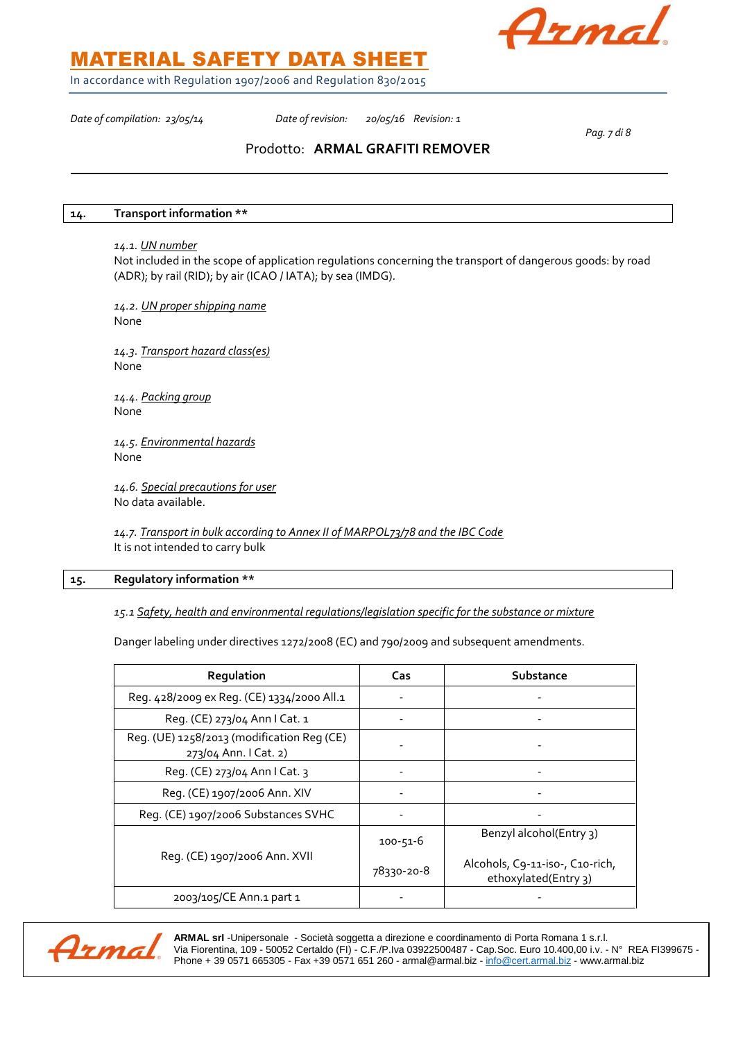## 14. Transport information **

*14.1. UN number*
Not included in the scope of application regulations concerning the transport of dangerous goods: by road (ADR); by rail (RID); by air (ICAO / IATA); by sea (IMDG).

*14.2. UN proper shipping name*
None

*14.3. Transport hazard class(es)*
None

*14.4. Packing group*
None

*14.5. Environmental hazards*
None

*14.6. Special precautions for user*
No data available.

*14.7. Transport in bulk according to Annex II of MARPOL73/78 and the IBC Code*
It is not intended to carry bulk

## 15. Regulatory information **

*15.1 Safety, health and environmental regulations/legislation specific for the substance or mixture*

Danger labeling under directives 1272/2008 (EC) and 790/2009 and subsequent amendments.

| Regulation | Cas | Substance |
|---|---|---|
| Reg. 428/2009 ex Reg. (CE) 1334/2000 All.1 | - | - |
| Reg. (CE) 273/04 Ann I Cat. 1 | - | - |
| Reg. (UE) 1258/2013 (modification Reg (CE) 273/04 Ann. I Cat. 2) | - | - |
| Reg. (CE) 273/04 Ann I Cat. 3 | - | - |
| Reg. (CE) 1907/2006 Ann. XIV | - | - |
| Reg. (CE) 1907/2006 Substances SVHC | - | - |
| Reg. (CE) 1907/2006 Ann. XVII | 100-51-6 | Benzyl alcohol(Entry 3) |
| | 78330-20-8 | Alcohols, C9-11-iso-, C10-rich, ethoxylated(Entry 3) |
| 2003/105/CE Ann.1 part 1 | - | - |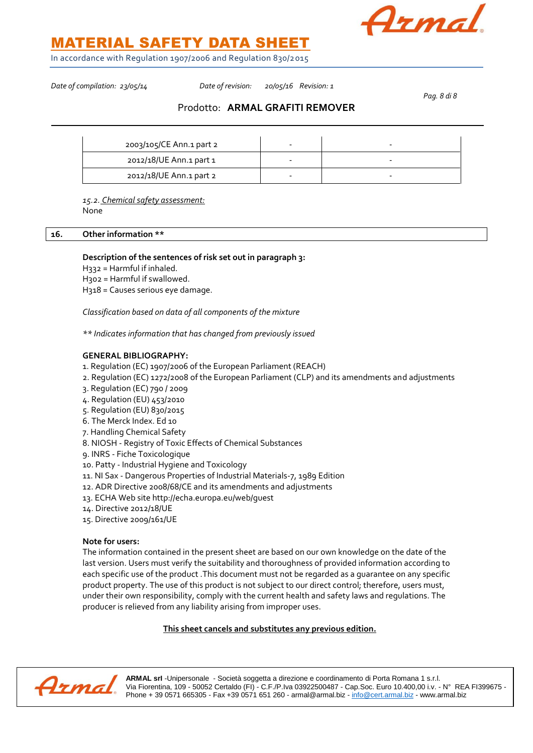| | | |
|---|---|---|
| 2003/105/CE Ann.1 part 2 | - | - |
| 2012/18/UE Ann.1 part 1 | - | - |
| 2012/18/UE Ann.1 part 2 | - | - |

*15.2. Chemical safety assessment:*
None

## 16. Other information **

**Description of the sentences of risk set out in paragraph 3:**
H332 = Harmful if inhaled.
H302 = Harmful if swallowed.
H318 = Causes serious eye damage.

*Classification based on data of all components of the mixture*

*** Indicates information that has changed from previously issued*

**GENERAL BIBLIOGRAPHY:**

1. Regulation (EC) 1907/2006 of the European Parliament (REACH)
2. Regulation (EC) 1272/2008 of the European Parliament (CLP) and its amendments and adjustments
3. Regulation (EC) 790 / 2009
4. Regulation (EU) 453/2010
5. Regulation (EU) 830/2015
6. The Merck Index. Ed 10
7. Handling Chemical Safety
8. NIOSH - Registry of Toxic Effects of Chemical Substances
9. INRS - Fiche Toxicologique
10. Patty - Industrial Hygiene and Toxicology
11. NI Sax - Dangerous Properties of Industrial Materials-7, 1989 Edition
12. ADR Directive 2008/68/CE and its amendments and adjustments
13. ECHA Web site http://echa.europa.eu/web/guest
14. Directive 2012/18/UE
15. Directive 2009/161/UE

**Note for users:**
The information contained in the present sheet are based on our own knowledge on the date of the last version. Users must verify the suitability and thoroughness of provided information according to each specific use of the product .This document must not be regarded as a guarantee on any specific product property. The use of this product is not subject to our direct control; therefore, users must, under their own responsibility, comply with the current health and safety laws and regulations. The producer is relieved from any liability arising from improper uses.

**This sheet cancels and substitutes any previous edition.**